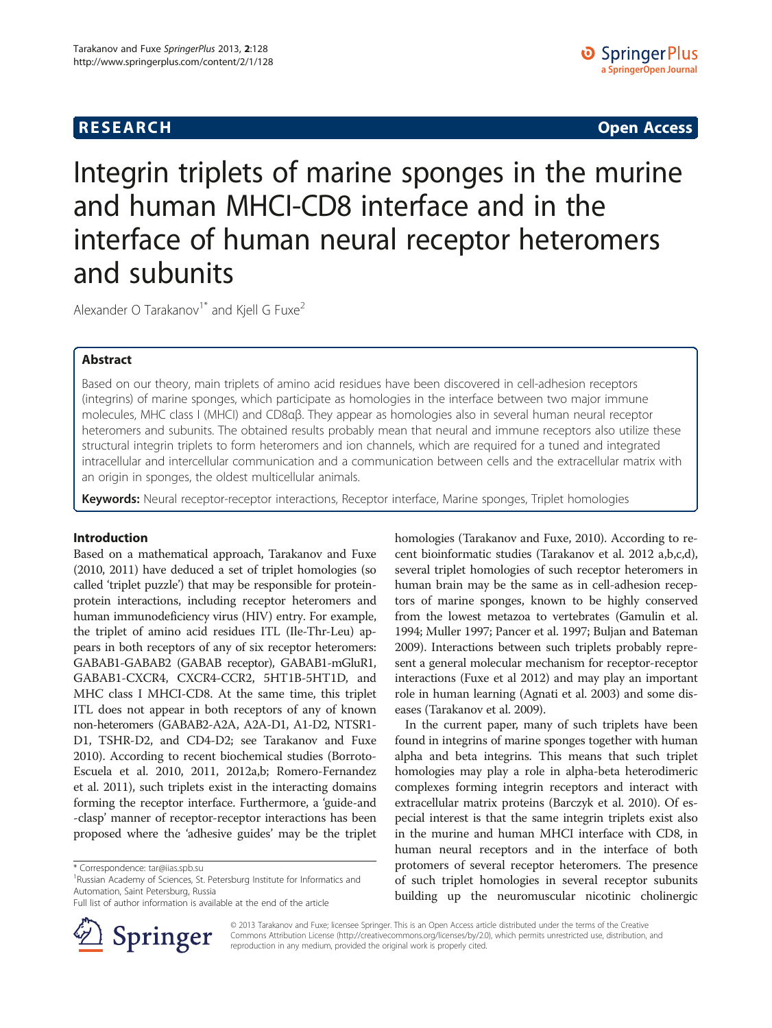**RESEARCH** **Open Access**

# Integrin triplets of marine sponges in the murine and human MHCI-CD8 interface and in the interface of human neural receptor heteromers and subunits

Alexander O Tarakanov[1*] and Kjell G Fuxe[2]

## Abstract

Based on our theory, main triplets of amino acid residues have been discovered in cell-adhesion receptors (integrins) of marine sponges, which participate as homologies in the interface between two major immune molecules, MHC class I (MHCI) and CD8αβ. They appear as homologies also in several human neural receptor heteromers and subunits. The obtained results probably mean that neural and immune receptors also utilize these structural integrin triplets to form heteromers and ion channels, which are required for a tuned and integrated intracellular and intercellular communication and a communication between cells and the extracellular matrix with an origin in sponges, the oldest multicellular animals.

**Keywords:** Neural receptor-receptor interactions, Receptor interface, Marine sponges, Triplet homologies

## Introduction

Based on a mathematical approach, Tarakanov and Fuxe (2010, 2011) have deduced a set of triplet homologies (so called 'triplet puzzle') that may be responsible for protein-protein interactions, including receptor heteromers and human immunodeficiency virus (HIV) entry. For example, the triplet of amino acid residues ITL (Ile-Thr-Leu) appears in both receptors of any of six receptor heteromers: GABAB1-GABAB2 (GABAB receptor), GABAB1-mGluR1, GABAB1-CXCR4, CXCR4-CCR2, 5HT1B-5HT1D, and MHC class I MHCI-CD8. At the same time, this triplet ITL does not appear in both receptors of any of known non-heteromers (GABAB2-A2A, A2A-D1, A1-D2, NTSR1-D1, TSHR-D2, and CD4-D2; see Tarakanov and Fuxe 2010). According to recent biochemical studies (Borroto-Escuela et al. 2010, 2011, 2012a,b; Romero-Fernandez et al. 2011), such triplets exist in the interacting domains forming the receptor interface. Furthermore, a 'guide-and-clasp' manner of receptor-receptor interactions has been proposed where the 'adhesive guides' may be the triplet homologies (Tarakanov and Fuxe, 2010). According to recent bioinformatic studies (Tarakanov et al. 2012 a,b,c,d), several triplet homologies of such receptor heteromers in human brain may be the same as in cell-adhesion receptors of marine sponges, known to be highly conserved from the lowest metazoa to vertebrates (Gamulin et al. 1994; Muller 1997; Pancer et al. 1997; Buljan and Bateman 2009). Interactions between such triplets probably represent a general molecular mechanism for receptor-receptor interactions (Fuxe et al 2012) and may play an important role in human learning (Agnati et al. 2003) and some diseases (Tarakanov et al. 2009).

In the current paper, many of such triplets have been found in integrins of marine sponges together with human alpha and beta integrins. This means that such triplet homologies may play a role in alpha-beta heterodimeric complexes forming integrin receptors and interact with extracellular matrix proteins (Barczyk et al. 2010). Of especial interest is that the same integrin triplets exist also in the murine and human MHCI interface with CD8, in human neural receptors and in the interface of both protomers of several receptor heteromers. The presence of such triplet homologies in several receptor subunits building up the neuromuscular nicotinic cholinergic

\* Correspondence: tar@iias.spb.su
[1]Russian Academy of Sciences, St. Petersburg Institute for Informatics and Automation, Saint Petersburg, Russia
Full list of author information is available at the end of the article

© 2013 Tarakanov and Fuxe; licensee Springer. This is an Open Access article distributed under the terms of the Creative Commons Attribution License (http://creativecommons.org/licenses/by/2.0), which permits unrestricted use, distribution, and reproduction in any medium, provided the original work is properly cited.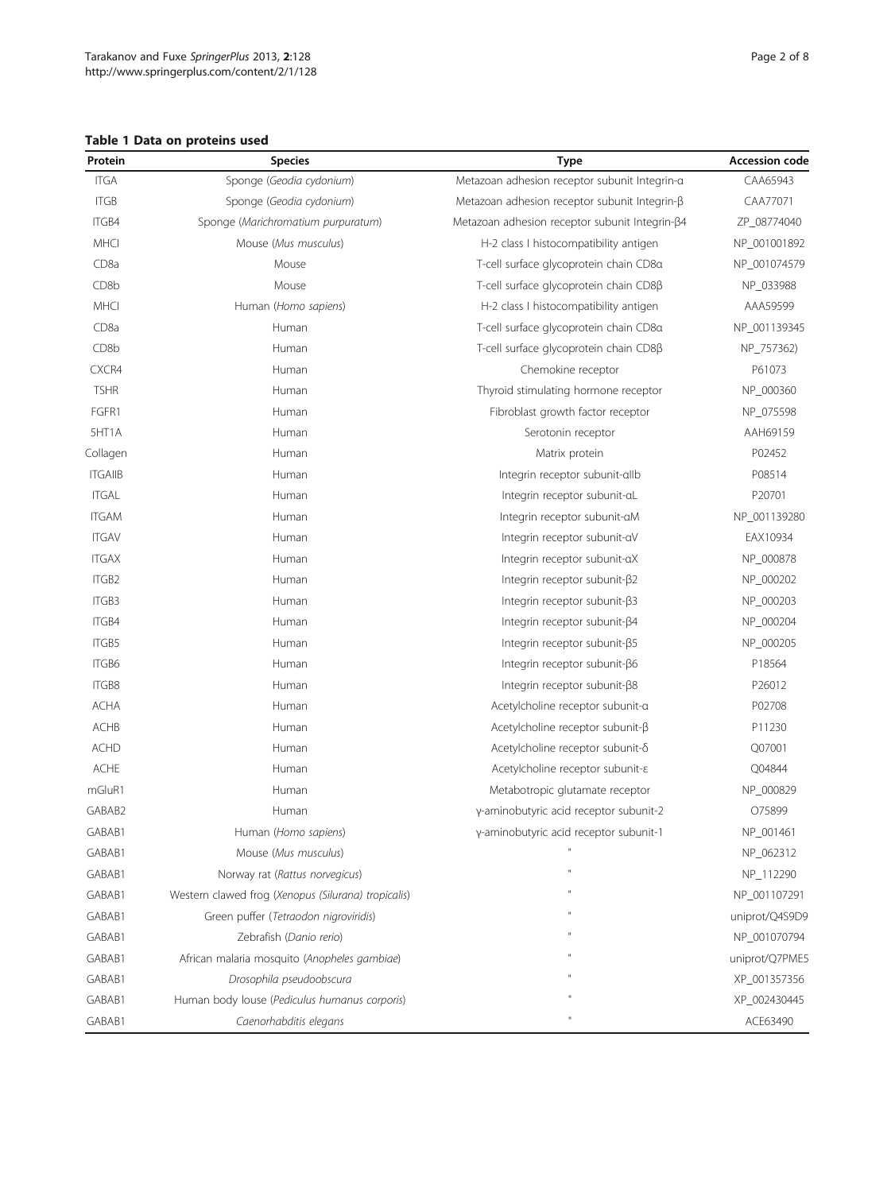**Table 1 Data on proteins used**

| Protein | Species | Type | Accession code |
|---|---|---|---|
| ITGA | Sponge (*Geodia cydonium*) | Metazoan adhesion receptor subunit Integrin-α | CAA65943 |
| ITGB | Sponge (*Geodia cydonium*) | Metazoan adhesion receptor subunit Integrin-β | CAA77071 |
| ITGB4 | Sponge (*Marichromatium purpuratum*) | Metazoan adhesion receptor subunit Integrin-β4 | ZP_08774040 |
| MHCI | Mouse (*Mus musculus*) | H-2 class I histocompatibility antigen | NP_001001892 |
| CD8a | Mouse | T-cell surface glycoprotein chain CD8α | NP_001074579 |
| CD8b | Mouse | T-cell surface glycoprotein chain CD8β | NP_033988 |
| MHCI | Human (*Homo sapiens*) | H-2 class I histocompatibility antigen | AAA59599 |
| CD8a | Human | T-cell surface glycoprotein chain CD8α | NP_001139345 |
| CD8b | Human | T-cell surface glycoprotein chain CD8β | NP_757362) |
| CXCR4 | Human | Chemokine receptor | P61073 |
| TSHR | Human | Thyroid stimulating hormone receptor | NP_000360 |
| FGFR1 | Human | Fibroblast growth factor receptor | NP_075598 |
| 5HT1A | Human | Serotonin receptor | AAH69159 |
| Collagen | Human | Matrix protein | P02452 |
| ITGAIIB | Human | Integrin receptor subunit-αIIb | P08514 |
| ITGAL | Human | Integrin receptor subunit-αL | P20701 |
| ITGAM | Human | Integrin receptor subunit-αM | NP_001139280 |
| ITGAV | Human | Integrin receptor subunit-αV | EAX10934 |
| ITGAX | Human | Integrin receptor subunit-αX | NP_000878 |
| ITGB2 | Human | Integrin receptor subunit-β2 | NP_000202 |
| ITGB3 | Human | Integrin receptor subunit-β3 | NP_000203 |
| ITGB4 | Human | Integrin receptor subunit-β4 | NP_000204 |
| ITGB5 | Human | Integrin receptor subunit-β5 | NP_000205 |
| ITGB6 | Human | Integrin receptor subunit-β6 | P18564 |
| ITGB8 | Human | Integrin receptor subunit-β8 | P26012 |
| ACHA | Human | Acetylcholine receptor subunit-α | P02708 |
| ACHB | Human | Acetylcholine receptor subunit-β | P11230 |
| ACHD | Human | Acetylcholine receptor subunit-δ | Q07001 |
| ACHE | Human | Acetylcholine receptor subunit-ε | Q04844 |
| mGluR1 | Human | Metabotropic glutamate receptor | NP_000829 |
| GABAB2 | Human | γ-aminobutyric acid receptor subunit-2 | O75899 |
| GABAB1 | Human (*Homo sapiens*) | γ-aminobutyric acid receptor subunit-1 | NP_001461 |
| GABAB1 | Mouse (*Mus musculus*) | " | NP_062312 |
| GABAB1 | Norway rat (*Rattus norvegicus*) | " | NP_112290 |
| GABAB1 | Western clawed frog (*Xenopus (Silurana) tropicalis*) | " | NP_001107291 |
| GABAB1 | Green puffer (*Tetraodon nigroviridis*) | " | uniprot/Q4S9D9 |
| GABAB1 | Zebrafish (*Danio rerio*) | " | NP_001070794 |
| GABAB1 | African malaria mosquito (*Anopheles gambiae*) | " | uniprot/Q7PME5 |
| GABAB1 | *Drosophila pseudoobscura* | " | XP_001357356 |
| GABAB1 | Human body louse (*Pediculus humanus corporis*) | " | XP_002430445 |
| GABAB1 | *Caenorhabditis elegans* | " | ACE63490 |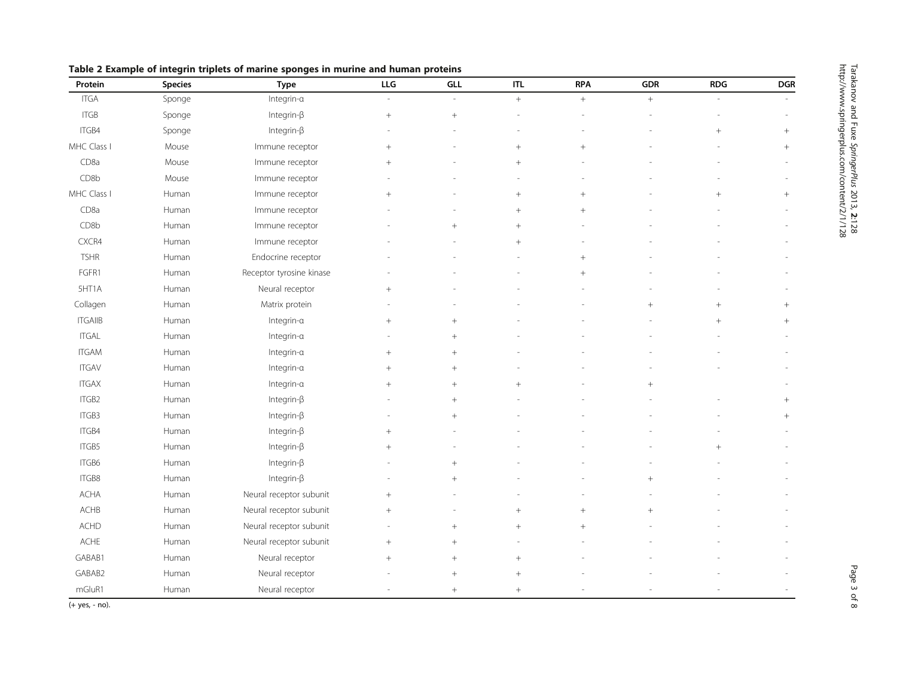**Table 2 Example of integrin triplets of marine sponges in murine and human proteins**

| Protein | Species | Type | LLG | GLL | ITL | RPA | GDR | RDG | DGR |
|---|---|---|---|---|---|---|---|---|---|
| ITGA | Sponge | Integrin-α | - | - | + | + | + | - | - |
| ITGB | Sponge | Integrin-β | + | + | - | - | - | - | - |
| ITGB4 | Sponge | Integrin-β | - | - | - | - | - | + | + |
| MHC Class I | Mouse | Immune receptor | + | - | + | + | - | - | + |
| CD8a | Mouse | Immune receptor | + | - | + | - | - | - | - |
| CD8b | Mouse | Immune receptor | - | - | - | - | - | - | - |
| MHC Class I | Human | Immune receptor | + | - | + | + | - | + | + |
| CD8a | Human | Immune receptor | - | - | + | + | - | - | - |
| CD8b | Human | Immune receptor | - | + | + | - | - | - | - |
| CXCR4 | Human | Immune receptor | - | - | + | - | - | - | - |
| TSHR | Human | Endocrine receptor | - | - | - | + | - | - | - |
| FGFR1 | Human | Receptor tyrosine kinase | - | - | - | + | - | - | - |
| 5HT1A | Human | Neural receptor | + | - | - | - | - | - | - |
| Collagen | Human | Matrix protein | - | - | - | - | + | + | + |
| ITGAIIB | Human | Integrin-α | + | + | - | - | - | + | + |
| ITGAL | Human | Integrin-α | - | + | - | - | - | - | - |
| ITGAM | Human | Integrin-α | + | + | - | - | - | - | - |
| ITGAV | Human | Integrin-α | + | + | - | - | - | - | - |
| ITGAX | Human | Integrin-α | + | + | + | - | + | | - |
| ITGB2 | Human | Integrin-β | - | + | - | - | - | - | + |
| ITGB3 | Human | Integrin-β | - | + | - | - | - | - | + |
| ITGB4 | Human | Integrin-β | + | - | - | - | - | - | - |
| ITGB5 | Human | Integrin-β | + | - | - | - | - | + | - |
| ITGB6 | Human | Integrin-β | - | + | - | - | - | - | - |
| ITGB8 | Human | Integrin-β | - | + | - | - | + | - | - |
| ACHA | Human | Neural receptor subunit | + | - | - | - | - | - | - |
| ACHB | Human | Neural receptor subunit | + | - | + | + | + | - | - |
| ACHD | Human | Neural receptor subunit | - | + | + | + | - | - | - |
| ACHE | Human | Neural receptor subunit | + | + | - | - | - | - | - |
| GABAB1 | Human | Neural receptor | + | + | + | - | - | - | - |
| GABAB2 | Human | Neural receptor | - | + | + | - | - | - | - |
| mGluR1 | Human | Neural receptor | - | + | + | - | - | - | - |

(+ yes, - no).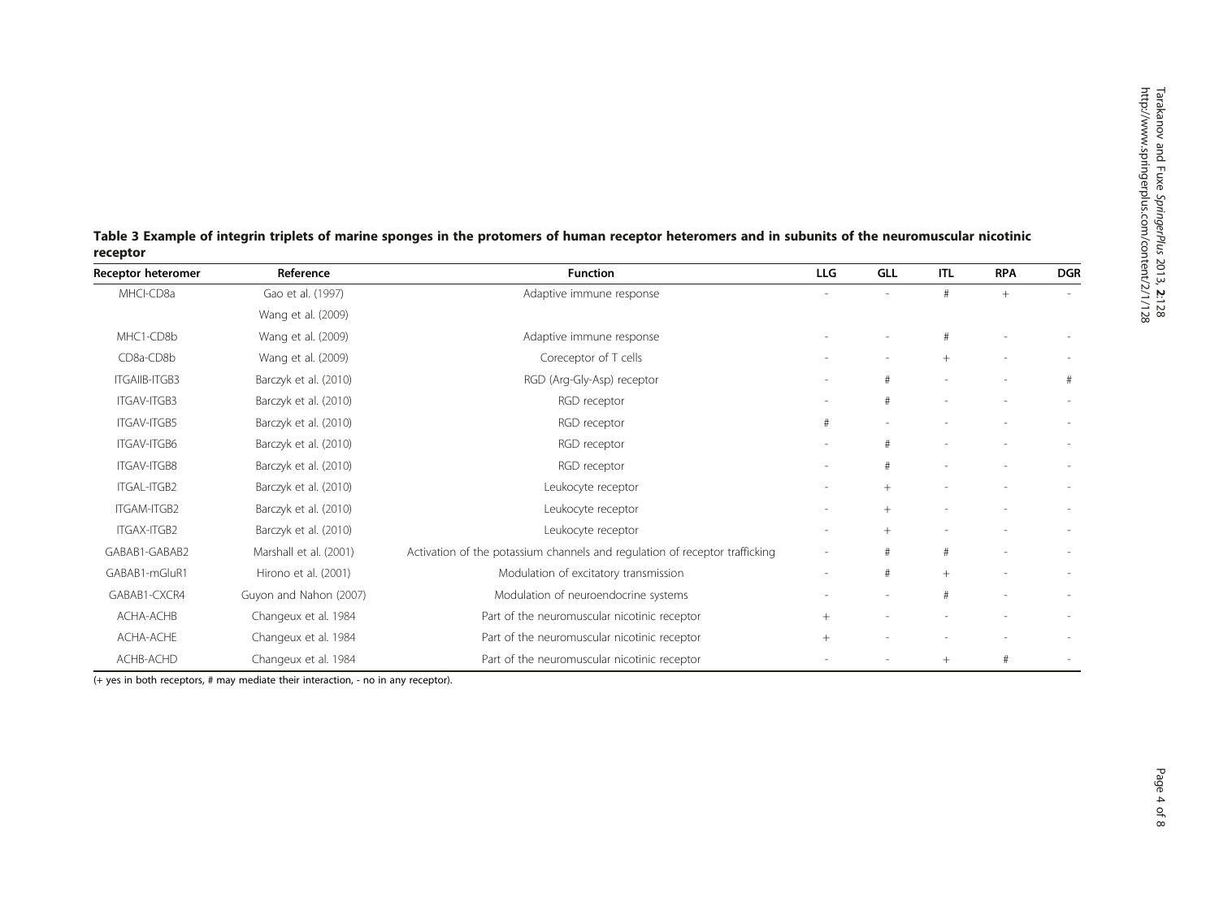**Table 3 Example of integrin triplets of marine sponges in the protomers of human receptor heteromers and in subunits of the neuromuscular nicotinic receptor**

| Receptor heteromer | Reference | Function | LLG | GLL | ITL | RPA | DGR |
|---|---|---|---|---|---|---|---|
| MHCI-CD8a | Gao et al. (1997) Wang et al. (2009) | Adaptive immune response | - | - | # | + | - |
| MHC1-CD8b | Wang et al. (2009) | Adaptive immune response | - | - | # | - | - |
| CD8a-CD8b | Wang et al. (2009) | Coreceptor of T cells | - | - | + | - | - |
| ITGAIIB-ITGB3 | Barczyk et al. (2010) | RGD (Arg-Gly-Asp) receptor | - | # | - | - | # |
| ITGAV-ITGB3 | Barczyk et al. (2010) | RGD receptor | - | # | - | - | - |
| ITGAV-ITGB5 | Barczyk et al. (2010) | RGD receptor | # | - | - | - | - |
| ITGAV-ITGB6 | Barczyk et al. (2010) | RGD receptor | - | # | - | - | - |
| ITGAV-ITGB8 | Barczyk et al. (2010) | RGD receptor | - | # | - | - | - |
| ITGAL-ITGB2 | Barczyk et al. (2010) | Leukocyte receptor | - | + | - | - | - |
| ITGAM-ITGB2 | Barczyk et al. (2010) | Leukocyte receptor | - | + | - | - | - |
| ITGAX-ITGB2 | Barczyk et al. (2010) | Leukocyte receptor | - | + | - | - | - |
| GABAB1-GABAB2 | Marshall et al. (2001) | Activation of the potassium channels and regulation of receptor trafficking | - | # | # | - | - |
| GABAB1-mGluR1 | Hirono et al. (2001) | Modulation of excitatory transmission | - | # | + | - | - |
| GABAB1-CXCR4 | Guyon and Nahon (2007) | Modulation of neuroendocrine systems | - | - | # | - | - |
| ACHA-ACHB | Changeux et al. 1984 | Part of the neuromuscular nicotinic receptor | + | - | - | - | - |
| ACHA-ACHE | Changeux et al. 1984 | Part of the neuromuscular nicotinic receptor | + | - | - | - | - |
| ACHB-ACHD | Changeux et al. 1984 | Part of the neuromuscular nicotinic receptor | - | - | + | # | - |

(+ yes in both receptors, # may mediate their interaction, - no in any receptor).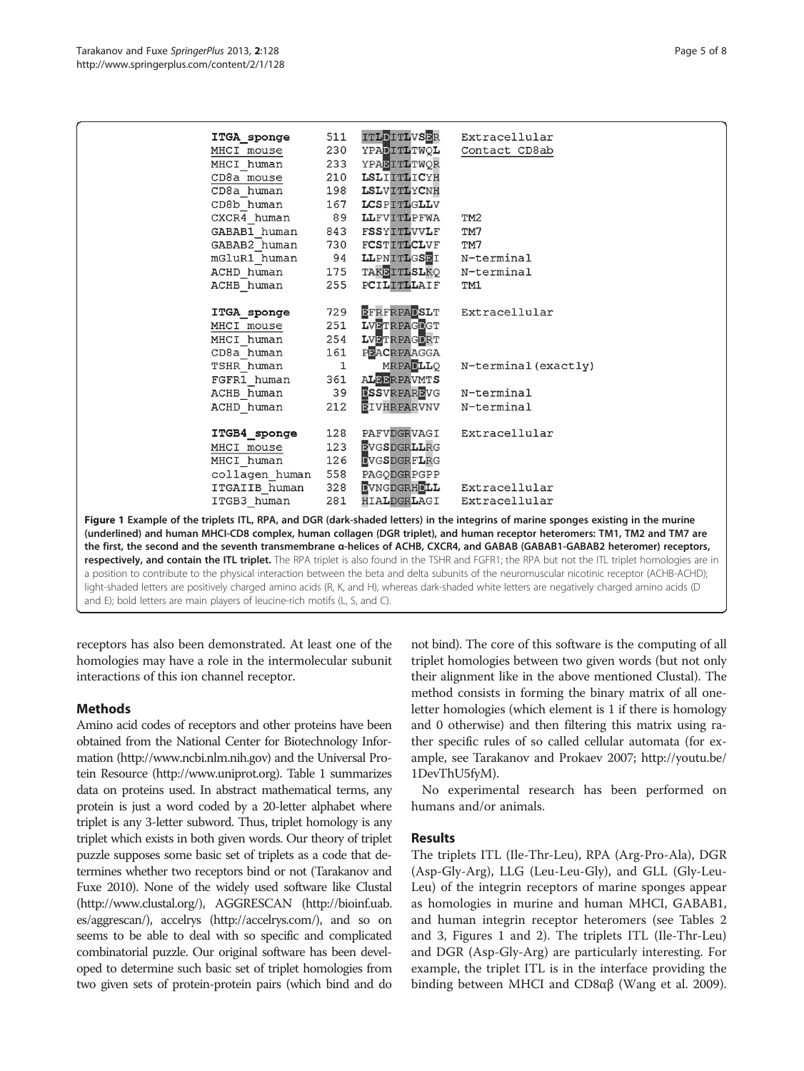| | | | |
|---|---|---|---|
| ITGA_sponge | 511 | ITLDITLVSER | Extracellular |
| MHCI_mouse | 230 | YPADITLTWQL | Contact CD8ab |
| MHCI_human | 233 | YPAEITLTWQR | |
| CD8a_mouse | 210 | LSLIITLICYH | |
| CD8a_human | 198 | LSLVITLYCNH | |
| CD8b_human | 167 | LCSPITLGLLV | |
| CXCR4_human | 89 | LLFVITLPFWA | TM2 |
| GABAB1_human | 843 | FSSYITLVVLF | TM7 |
| GABAB2_human | 730 | FCSTITLCLVF | TM7 |
| mGluR1_human | 94 | LLPNITLGSEI | N-terminal |
| ACHD_human | 175 | TAKEITLSLKQ | N-terminal |
| ACHB_human | 255 | PCILITLLAIF | TM1 |
| | | | |
| ITGA_sponge | 729 | EFRFRPADSLT | Extracellular |
| MHCI_mouse | 251 | LVETRPAGDGT | |
| MHCI_human | 254 | LVETRPAGDRT | |
| CD8a_human | 161 | PEACRPAAGGA | |
| TSHR_human | 1 | MRPADLLQ | N-terminal(exactly) |
| FGFR1_human | 361 | ALEERPAVMTS | |
| ACHB_human | 39 | DSSVRPAREVG | N-terminal |
| ACHD_human | 212 | EIVHRPARVNV | N-terminal |
| | | | |
| ITGB4_sponge | 128 | PAFVDGRVAGI | Extracellular |
| MHCI_mouse | 123 | EVGSDGRLLRG | |
| MHCI_human | 126 | DVGSDGRFLRG | |
| collagen_human | 558 | PAGQDGRPGPP | |
| ITGAIIB_human | 328 | DVNGDGRHDLL | Extracellular |
| ITGB3_human | 281 | HIALDGRLAGI | Extracellular |

**Figure 1 Example of the triplets ITL, RPA, and DGR (dark-shaded letters) in the integrins of marine sponges existing in the murine (underlined) and human MHCI-CD8 complex, human collagen (DGR triplet), and human receptor heteromers: TM1, TM2 and TM7 are the first, the second and the seventh transmembrane α-helices of ACHB, CXCR4, and GABAB (GABAB1-GABAB2 heteromer) receptors, respectively, and contain the ITL triplet.** The RPA triplet is also found in the TSHR and FGFR1; the RPA but not the ITL triplet homologies are in a position to contribute to the physical interaction between the beta and delta subunits of the neuromuscular nicotinic receptor (ACHB-ACHD); light-shaded letters are positively charged amino acids (R, K, and H), whereas dark-shaded white letters are negatively charged amino acids (D and E); bold letters are main players of leucine-rich motifs (L, S, and C).

receptors has also been demonstrated. At least one of the homologies may have a role in the intermolecular subunit interactions of this ion channel receptor.

## Methods

Amino acid codes of receptors and other proteins have been obtained from the National Center for Biotechnology Information (http://www.ncbi.nlm.nih.gov) and the Universal Protein Resource (http://www.uniprot.org). Table 1 summarizes data on proteins used. In abstract mathematical terms, any protein is just a word coded by a 20-letter alphabet where triplet is any 3-letter subword. Thus, triplet homology is any triplet which exists in both given words. Our theory of triplet puzzle supposes some basic set of triplets as a code that determines whether two receptors bind or not (Tarakanov and Fuxe 2010). None of the widely used software like Clustal (http://www.clustal.org/), AGGRESCAN (http://bioinf.uab.es/aggrescan/), accelrys (http://accelrys.com/), and so on seems to be able to deal with so specific and complicated combinatorial puzzle. Our original software has been developed to determine such basic set of triplet homologies from two given sets of protein-protein pairs (which bind and do not bind). The core of this software is the computing of all triplet homologies between two given words (but not only their alignment like in the above mentioned Clustal). The method consists in forming the binary matrix of all one-letter homologies (which element is 1 if there is homology and 0 otherwise) and then filtering this matrix using rather specific rules of so called cellular automata (for example, see Tarakanov and Prokaev 2007; http://youtu.be/1DevThU5fyM).

No experimental research has been performed on humans and/or animals.

## Results

The triplets ITL (Ile-Thr-Leu), RPA (Arg-Pro-Ala), DGR (Asp-Gly-Arg), LLG (Leu-Leu-Gly), and GLL (Gly-Leu-Leu) of the integrin receptors of marine sponges appear as homologies in murine and human MHCI, GABAB1, and human integrin receptor heteromers (see Tables 2 and 3, Figures 1 and 2). The triplets ITL (Ile-Thr-Leu) and DGR (Asp-Gly-Arg) are particularly interesting. For example, the triplet ITL is in the interface providing the binding between MHCI and CD8αβ (Wang et al. 2009).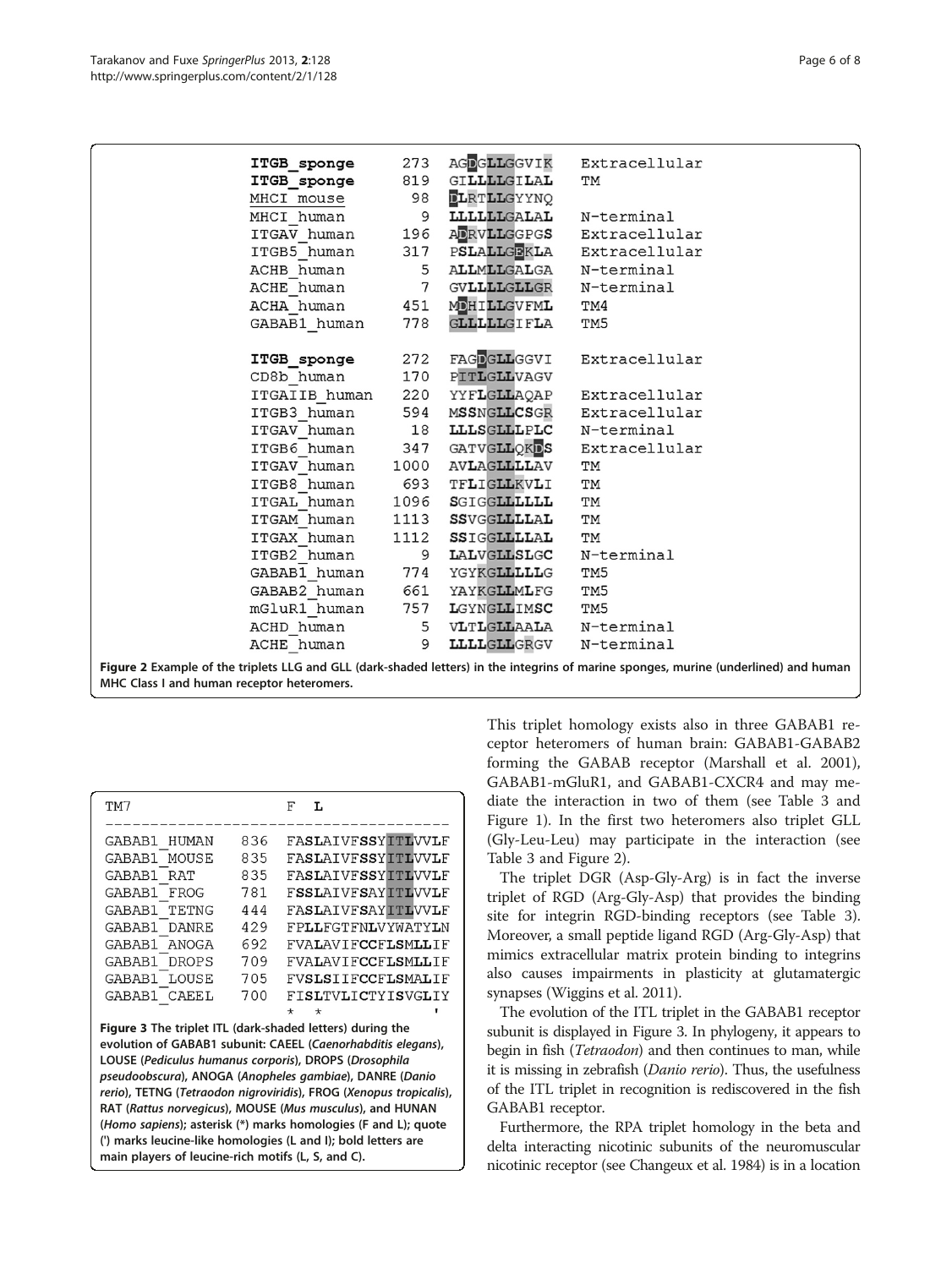| | | | |
|---|---|---|---|
| **ITGB_sponge** | 273 | AGDGLLGGVIK | Extracellular |
| **ITGB_sponge** | 819 | GILLLLGILAL | TM |
| MHCI_mouse | 98 | DLRTLLGYYNQ | |
| MHCI_human | 9 | LLLLLLGALAL | N-terminal |
| ITGAV_human | 196 | ADRVLLGGPGS | Extracellular |
| ITGB5_human | 317 | PSLALLGEKLA | Extracellular |
| ACHB_human | 5 | ALLMLLGALGA | N-terminal |
| ACHE_human | 7 | GVLLLLGLLGR | N-terminal |
| ACHA_human | 451 | MDHILLGVFML | TM4 |
| GABAB1_human | 778 | GLLLLLGIFLA | TM5 |
| | | | |
| **ITGB_sponge** | 272 | FAGDGLLGGVI | Extracellular |
| CD8b_human | 170 | PITLGLLVAGV | |
| ITGAIIB_human | 220 | YYFLGLLAQAP | Extracellular |
| ITGB3_human | 594 | MSSNGLLCSGR | Extracellular |
| ITGAV_human | 18 | LLLSGLLLPLC | N-terminal |
| ITGB6_human | 347 | GATVGLLQKDS | Extracellular |
| ITGAV_human | 1000 | AVLAGLLLLAV | TM |
| ITGB8_human | 693 | TFLIGLLKVLI | TM |
| ITGAL_human | 1096 | SGIGGLLLLLL | TM |
| ITGAM_human | 1113 | SSVGGLLLLAL | TM |
| ITGAX_human | 1112 | SSIGGLLLLAL | TM |
| ITGB2_human | 9 | LALVGLLSLGC | N-terminal |
| GABAB1_human | 774 | YGYKGLLLLLG | TM5 |
| GABAB2_human | 661 | YAYKGLLMLFG | TM5 |
| mGluR1_human | 757 | LGYNGLLIMSC | TM5 |
| ACHD_human | 5 | VLTLGLLAALA | N-terminal |
| ACHE_human | 9 | LLLLGLLGRGV | N-terminal |

**Figure 2** Example of the triplets LLG and GLL (dark-shaded letters) in the integrins of marine sponges, murine (underlined) and human MHC Class I and human receptor heteromers.

```
TM7                  F  L
-------------------------------------
GABAB1_HUMAN   836   FASLAIVFSSYITLVVLF
GABAB1_MOUSE   835   FASLAIVFSSYITLVVLF
GABAB1_RAT     835   FASLAIVFSSYITLVVLF
GABAB1_FROG    781   FSSLAIVFSAYITLVVLF
GABAB1_TETNG   444   FASLAIVFSAYITLVVLF
GABAB1_DANRE   429   FPLLFGTFNLVYWATYLN
GABAB1_ANOGA   692   FVALAVIFCCFLSMLLIF
GABAB1_DROPS   709   FVALAVIFCCFLSMLLIF
GABAB1_LOUSE   705   FVSLSIIFCCFLSMALIF
GABAB1_CAEEL   700   FISLTVLICTYISVGLIY
                     *  *              '
```

**Figure 3** The triplet ITL (dark-shaded letters) during the evolution of GABAB1 subunit: CAEEL (*Caenorhabditis elegans*), LOUSE (*Pediculus humanus corporis*), DROPS (*Drosophila pseudoobscura*), ANOGA (*Anopheles gambiae*), DANRE (*Danio rerio*), TETNG (*Tetraodon nigroviridis*), FROG (*Xenopus tropicalis*), RAT (*Rattus norvegicus*), MOUSE (*Mus musculus*), and HUNAN (*Homo sapiens*); asterisk (*) marks homologies (F and L); quote (') marks leucine-like homologies (L and I); bold letters are main players of leucine-rich motifs (L, S, and C).

This triplet homology exists also in three GABAB1 receptor heteromers of human brain: GABAB1-GABAB2 forming the GABAB receptor (Marshall et al. 2001), GABAB1-mGluR1, and GABAB1-CXCR4 and may mediate the interaction in two of them (see Table 3 and Figure 1). In the first two heteromers also triplet GLL (Gly-Leu-Leu) may participate in the interaction (see Table 3 and Figure 2).

The triplet DGR (Asp-Gly-Arg) is in fact the inverse triplet of RGD (Arg-Gly-Asp) that provides the binding site for integrin RGD-binding receptors (see Table 3). Moreover, a small peptide ligand RGD (Arg-Gly-Asp) that mimics extracellular matrix protein binding to integrins also causes impairments in plasticity at glutamatergic synapses (Wiggins et al. 2011).

The evolution of the ITL triplet in the GABAB1 receptor subunit is displayed in Figure 3. In phylogeny, it appears to begin in fish (*Tetraodon*) and then continues to man, while it is missing in zebrafish (*Danio rerio*). Thus, the usefulness of the ITL triplet in recognition is rediscovered in the fish GABAB1 receptor.

Furthermore, the RPA triplet homology in the beta and delta interacting nicotinic subunits of the neuromuscular nicotinic receptor (see Changeux et al. 1984) is in a location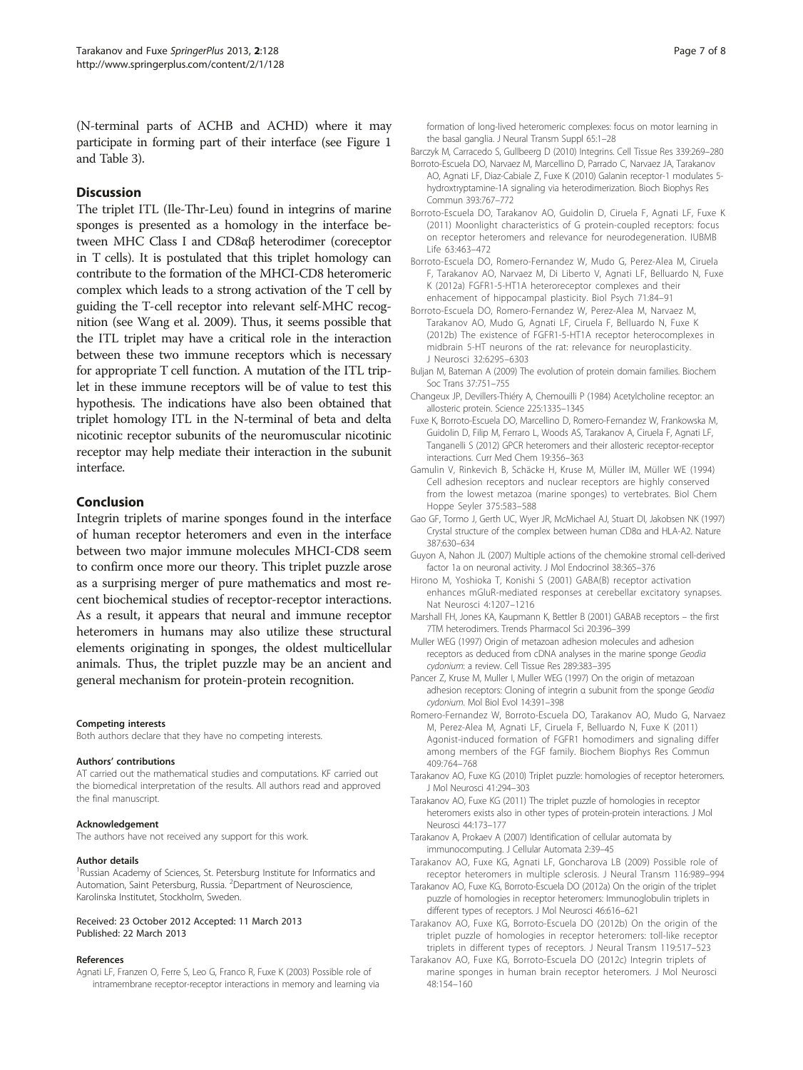(N-terminal parts of ACHB and ACHD) where it may participate in forming part of their interface (see Figure 1 and Table 3).

## Discussion

The triplet ITL (Ile-Thr-Leu) found in integrins of marine sponges is presented as a homology in the interface between MHC Class I and CD8αβ heterodimer (coreceptor in T cells). It is postulated that this triplet homology can contribute to the formation of the MHCI-CD8 heteromeric complex which leads to a strong activation of the T cell by guiding the T-cell receptor into relevant self-MHC recognition (see Wang et al. 2009). Thus, it seems possible that the ITL triplet may have a critical role in the interaction between these two immune receptors which is necessary for appropriate T cell function. A mutation of the ITL triplet in these immune receptors will be of value to test this hypothesis. The indications have also been obtained that triplet homology ITL in the N-terminal of beta and delta nicotinic receptor subunits of the neuromuscular nicotinic receptor may help mediate their interaction in the subunit interface.

## Conclusion

Integrin triplets of marine sponges found in the interface of human receptor heteromers and even in the interface between two major immune molecules MHCI-CD8 seem to confirm once more our theory. This triplet puzzle arose as a surprising merger of pure mathematics and most recent biochemical studies of receptor-receptor interactions. As a result, it appears that neural and immune receptor heteromers in humans may also utilize these structural elements originating in sponges, the oldest multicellular animals. Thus, the triplet puzzle may be an ancient and general mechanism for protein-protein recognition.

#### Competing interests

Both authors declare that they have no competing interests.

#### Authors' contributions

AT carried out the mathematical studies and computations. KF carried out the biomedical interpretation of the results. All authors read and approved the final manuscript.

#### Acknowledgement

The authors have not received any support for this work.

#### Author details

[1]Russian Academy of Sciences, St. Petersburg Institute for Informatics and Automation, Saint Petersburg, Russia. [2]Department of Neuroscience, Karolinska Institutet, Stockholm, Sweden.

Received: 23 October 2012 Accepted: 11 March 2013
Published: 22 March 2013

#### References

Agnati LF, Franzen O, Ferre S, Leo G, Franco R, Fuxe K (2003) Possible role of intramembrane receptor-receptor interactions in memory and learning via formation of long-lived heteromeric complexes: focus on motor learning in the basal ganglia. J Neural Transm Suppl 65:1–28

Barczyk M, Carracedo S, Gullbeerg D (2010) Integrins. Cell Tissue Res 339:269–280

Borroto-Escuela DO, Narvaez M, Marcellino D, Parrado C, Narvaez JA, Tarakanov AO, Agnati LF, Diaz-Cabiale Z, Fuxe K (2010) Galanin receptor-1 modulates 5-hydroxtryptamine-1A signaling via heterodimerization. Bioch Biophys Res Commun 393:767–772

Borroto-Escuela DO, Tarakanov AO, Guidolin D, Ciruela F, Agnati LF, Fuxe K (2011) Moonlight characteristics of G protein-coupled receptors: focus on receptor heteromers and relevance for neurodegeneration. IUBMB Life 63:463–472

Borroto-Escuela DO, Romero-Fernandez W, Mudo G, Perez-Alea M, Ciruela F, Tarakanov AO, Narvaez M, Di Liberto V, Agnati LF, Belluardo N, Fuxe K (2012a) FGFR1-5-HT1A heteroreceptor complexes and their enhancement of hippocampal plasticity. Biol Psych 71:84–91

Borroto-Escuela DO, Romero-Fernandez W, Perez-Alea M, Narvaez M, Tarakanov AO, Mudo G, Agnati LF, Ciruela F, Belluardo N, Fuxe K (2012b) The existence of FGFR1-5-HT1A receptor heterocomplexes in midbrain 5-HT neurons of the rat: relevance for neuroplasticity. J Neurosci 32:6295–6303

Buljan M, Bateman A (2009) The evolution of protein domain families. Biochem Soc Trans 37:751–755

Changeux JP, Devillers-Thiéry A, Chemouilli P (1984) Acetylcholine receptor: an allosteric protein. Science 225:1335–1345

Fuxe K, Borroto-Escuela DO, Marcellino D, Romero-Fernandez W, Frankowska M, Guidolin D, Filip M, Ferraro L, Woods AS, Tarakanov A, Ciruela F, Agnati LF, Tanganelli S (2012) GPCR heteromers and their allosteric receptor-receptor interactions. Curr Med Chem 19:356–363

Gamulin V, Rinkevich B, Schäcke H, Kruse M, Müller IM, Müller WE (1994) Cell adhesion receptors and nuclear receptors are highly conserved from the lowest metazoa (marine sponges) to vertebrates. Biol Chem Hoppe Seyler 375:583–588

Gao GF, Tormo J, Gerth UC, Wyer JR, McMichael AJ, Stuart DI, Jakobsen NK (1997) Crystal structure of the complex between human CD8α and HLA-A2. Nature 387:630–634

Guyon A, Nahon JL (2007) Multiple actions of the chemokine stromal cell-derived factor 1a on neuronal activity. J Mol Endocrinol 38:365–376

Hirono M, Yoshioka T, Konishi S (2001) GABA(B) receptor activation enhances mGluR-mediated responses at cerebellar excitatory synapses. Nat Neurosci 4:1207–1216

Marshall FH, Jones KA, Kaupmann K, Bettler B (2001) GABAB receptors – the first 7TM heterodimers. Trends Pharmacol Sci 20:396–399

Muller WEG (1997) Origin of metazoan adhesion molecules and adhesion receptors as deduced from cDNA analyses in the marine sponge *Geodia cydonium*: a review. Cell Tissue Res 289:383–395

Pancer Z, Kruse M, Muller I, Muller WEG (1997) On the origin of metazoan adhesion receptors: Cloning of integrin α subunit from the sponge *Geodia cydonium*. Mol Biol Evol 14:391–398

Romero-Fernandez W, Borroto-Escuela DO, Tarakanov AO, Mudo G, Narvaez M, Perez-Alea M, Agnati LF, Ciruela F, Belluardo N, Fuxe K (2011) Agonist-induced formation of FGFR1 homodimers and signaling differ among members of the FGF family. Biochem Biophys Res Commun 409:764–768

Tarakanov AO, Fuxe KG (2010) Triplet puzzle: homologies of receptor heteromers. J Mol Neurosci 41:294–303

Tarakanov AO, Fuxe KG (2011) The triplet puzzle of homologies in receptor heteromers exists also in other types of protein-protein interactions. J Mol Neurosci 44:173–177

Tarakanov A, Prokaev A (2007) Identification of cellular automata by immunocomputing. J Cellular Automata 2:39–45

Tarakanov AO, Fuxe KG, Agnati LF, Goncharova LB (2009) Possible role of receptor heteromers in multiple sclerosis. J Neural Transm 116:989–994

Tarakanov AO, Fuxe KG, Borroto-Escuela DO (2012a) On the origin of the triplet puzzle of homologies in receptor heteromers: Immunoglobulin triplets in different types of receptors. J Mol Neurosci 46:616–621

Tarakanov AO, Fuxe KG, Borroto-Escuela DO (2012b) On the origin of the triplet puzzle of homologies in receptor heteromers: toll-like receptor triplets in different types of receptors. J Neural Transm 119:517–523

Tarakanov AO, Fuxe KG, Borroto-Escuela DO (2012c) Integrin triplets of marine sponges in human brain receptor heteromers. J Mol Neurosci 48:154–160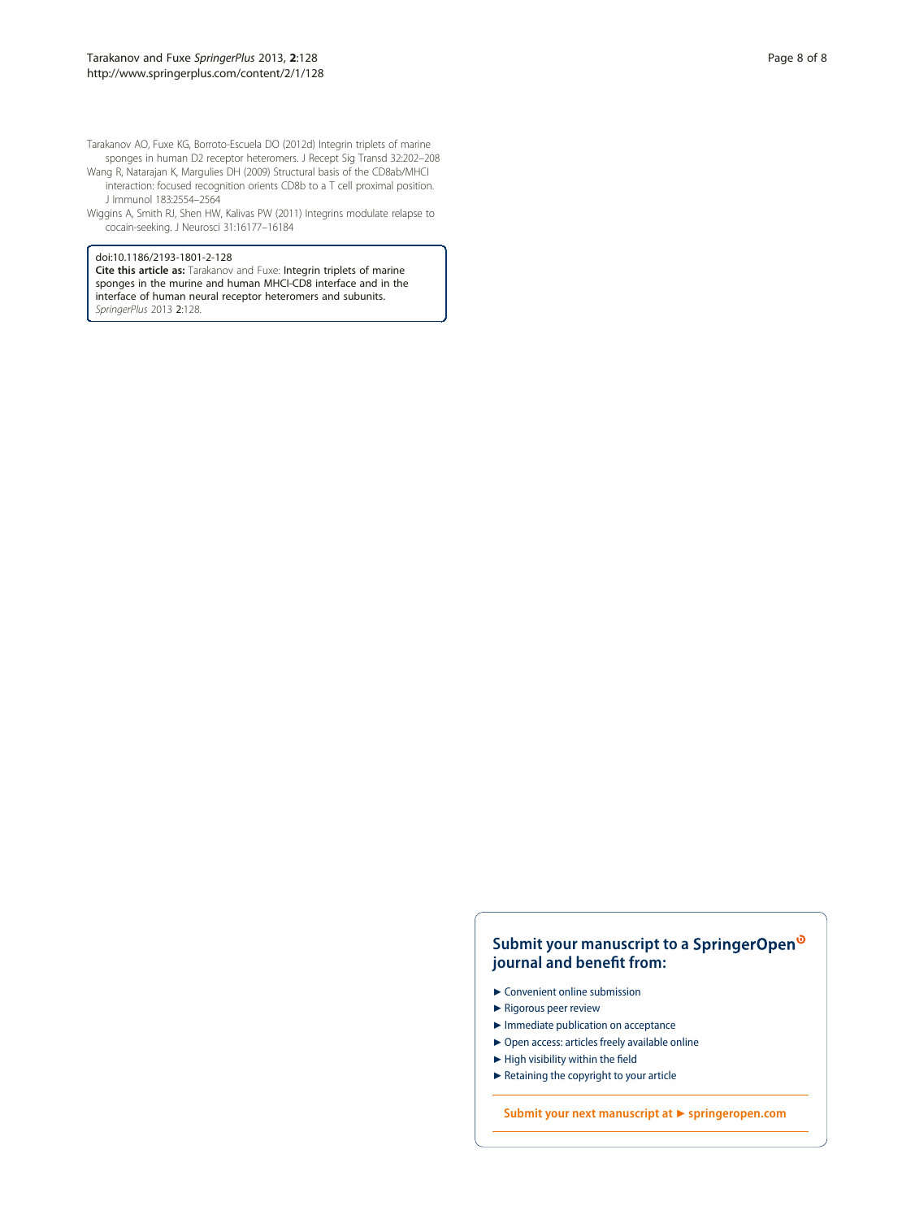Tarakanov AO, Fuxe KG, Borroto-Escuela DO (2012d) Integrin triplets of marine sponges in human D2 receptor heteromers. J Recept Sig Transd 32:202–208

Wang R, Natarajan K, Margulies DH (2009) Structural basis of the CD8ab/MHCI interaction: focused recognition orients CD8b to a T cell proximal position. J Immunol 183:2554–2564

Wiggins A, Smith RJ, Shen HW, Kalivas PW (2011) Integrins modulate relapse to cocaine-seeking. J Neurosci 31:16177–16184

doi:10.1186/2193-1801-2-128

**Cite this article as:** Tarakanov and Fuxe: Integrin triplets of marine sponges in the murine and human MHCI-CD8 interface and in the interface of human neural receptor heteromers and subunits. *SpringerPlus* 2013 **2**:128.

**Submit your manuscript to a SpringerOpen journal and benefit from:**

- ► Convenient online submission
- ► Rigorous peer review
- ► Immediate publication on acceptance
- ► Open access: articles freely available online
- ► High visibility within the field
- ► Retaining the copyright to your article

**Submit your next manuscript at ► springeropen.com**